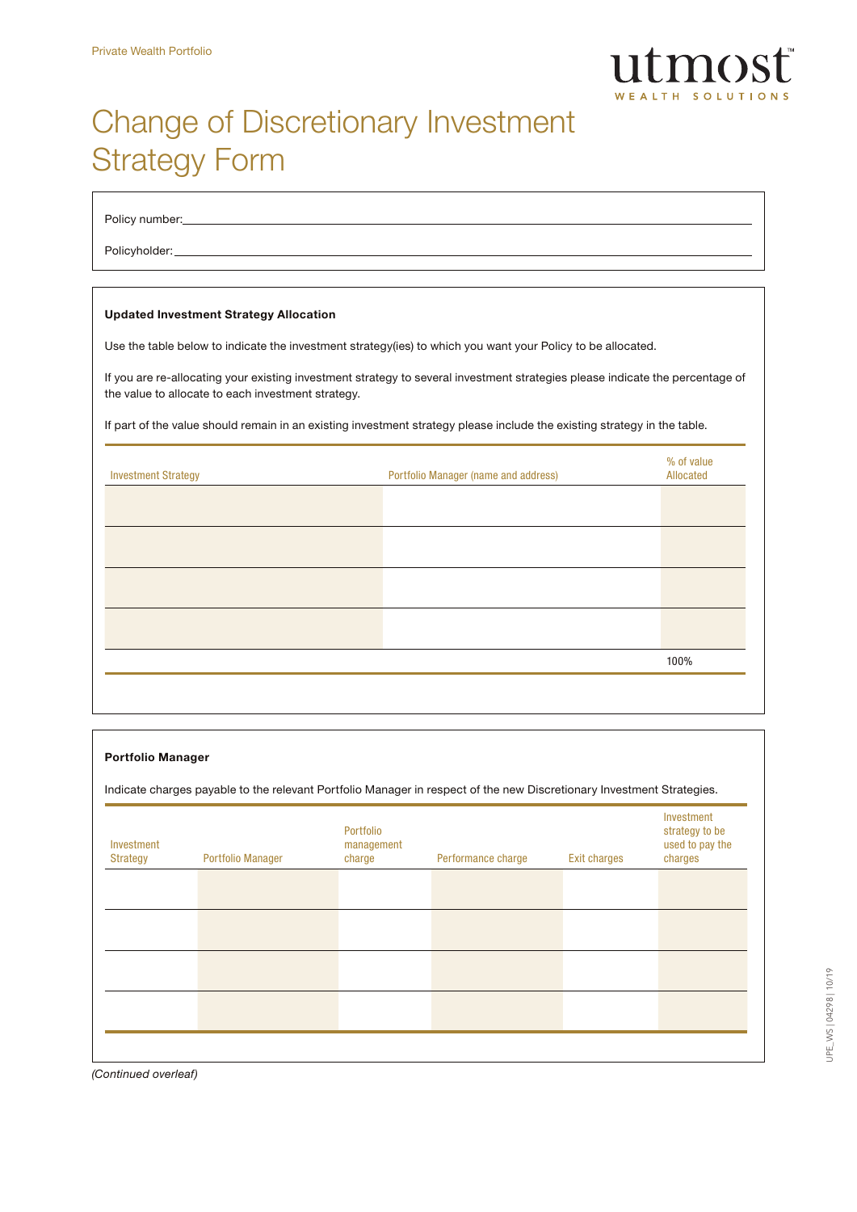Private Wealth Portfolio

# Change of Discretionary Investment Strategy Form

Policy number:

Policyholder:

## Updated Investment Strategy Allocation

Use the table below to indicate the investment strategy(ies) to which you want your Policy to be allocated.

If you are re-allocating your existing investment strategy to several investment strategies please indicate the percentage of the value to allocate to each investment strategy.

If part of the value should remain in an existing investment strategy please include the existing strategy in the table.

| Investment Strategy | Portfolio Manager (name and address) | % of value Allocated |
|---|---|---|
| | | |
| | | |
| | | |
| | | |
| | | 100% |

## Portfolio Manager

Indicate charges payable to the relevant Portfolio Manager in respect of the new Discretionary Investment Strategies.

| Investment Strategy | Portfolio Manager | Portfolio management charge | Performance charge | Exit charges | Investment strategy to be used to pay the charges |
|---|---|---|---|---|---|
| | | | | | |
| | | | | | |
| | | | | | |
| | | | | | |

*(Continued overleaf)*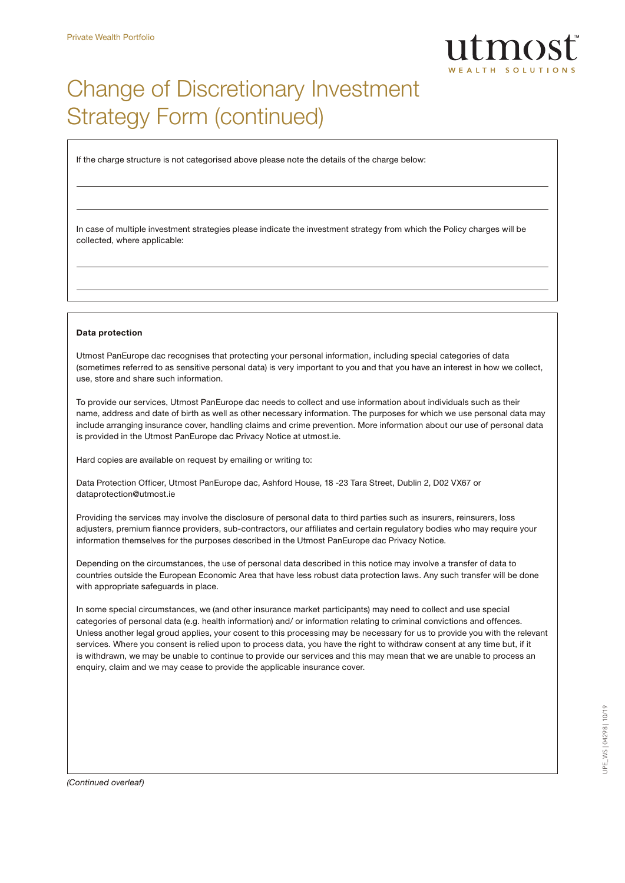Private Wealth Portfolio

# Change of Discretionary Investment Strategy Form (continued)

If the charge structure is not categorised above please note the details of the charge below:

\_\_\_\_\_\_\_\_\_\_\_\_\_\_\_\_\_\_\_\_\_\_\_\_\_\_\_\_\_\_\_\_\_\_\_\_\_\_\_\_

\_\_\_\_\_\_\_\_\_\_\_\_\_\_\_\_\_\_\_\_\_\_\_\_\_\_\_\_\_\_\_\_\_\_\_\_\_\_\_\_

In case of multiple investment strategies please indicate the investment strategy from which the Policy charges will be collected, where applicable:

\_\_\_\_\_\_\_\_\_\_\_\_\_\_\_\_\_\_\_\_\_\_\_\_\_\_\_\_\_\_\_\_\_\_\_\_\_\_\_\_

\_\_\_\_\_\_\_\_\_\_\_\_\_\_\_\_\_\_\_\_\_\_\_\_\_\_\_\_\_\_\_\_\_\_\_\_\_\_\_\_

**Data protection**

Utmost PanEurope dac recognises that protecting your personal information, including special categories of data (sometimes referred to as sensitive personal data) is very important to you and that you have an interest in how we collect, use, store and share such information.

To provide our services, Utmost PanEurope dac needs to collect and use information about individuals such as their name, address and date of birth as well as other necessary information. The purposes for which we use personal data may include arranging insurance cover, handling claims and crime prevention. More information about our use of personal data is provided in the Utmost PanEurope dac Privacy Notice at utmost.ie.

Hard copies are available on request by emailing or writing to:

Data Protection Officer, Utmost PanEurope dac, Ashford House, 18 -23 Tara Street, Dublin 2, D02 VX67 or dataprotection@utmost.ie

Providing the services may involve the disclosure of personal data to third parties such as insurers, reinsurers, loss adjusters, premium fiannce providers, sub-contractors, our affiliates and certain regulatory bodies who may require your information themselves for the purposes described in the Utmost PanEurope dac Privacy Notice.

Depending on the circumstances, the use of personal data described in this notice may involve a transfer of data to countries outside the European Economic Area that have less robust data protection laws. Any such transfer will be done with appropriate safeguards in place.

In some special circumstances, we (and other insurance market participants) may need to collect and use special categories of personal data (e.g. health information) and/ or information relating to criminal convictions and offences. Unless another legal groud applies, your cosent to this processing may be necessary for us to provide you with the relevant services. Where you consent is relied upon to process data, you have the right to withdraw consent at any time but, if it is withdrawn, we may be unable to continue to provide our services and this may mean that we are unable to process an enquiry, claim and we may cease to provide the applicable insurance cover.

*(Continued overleaf)*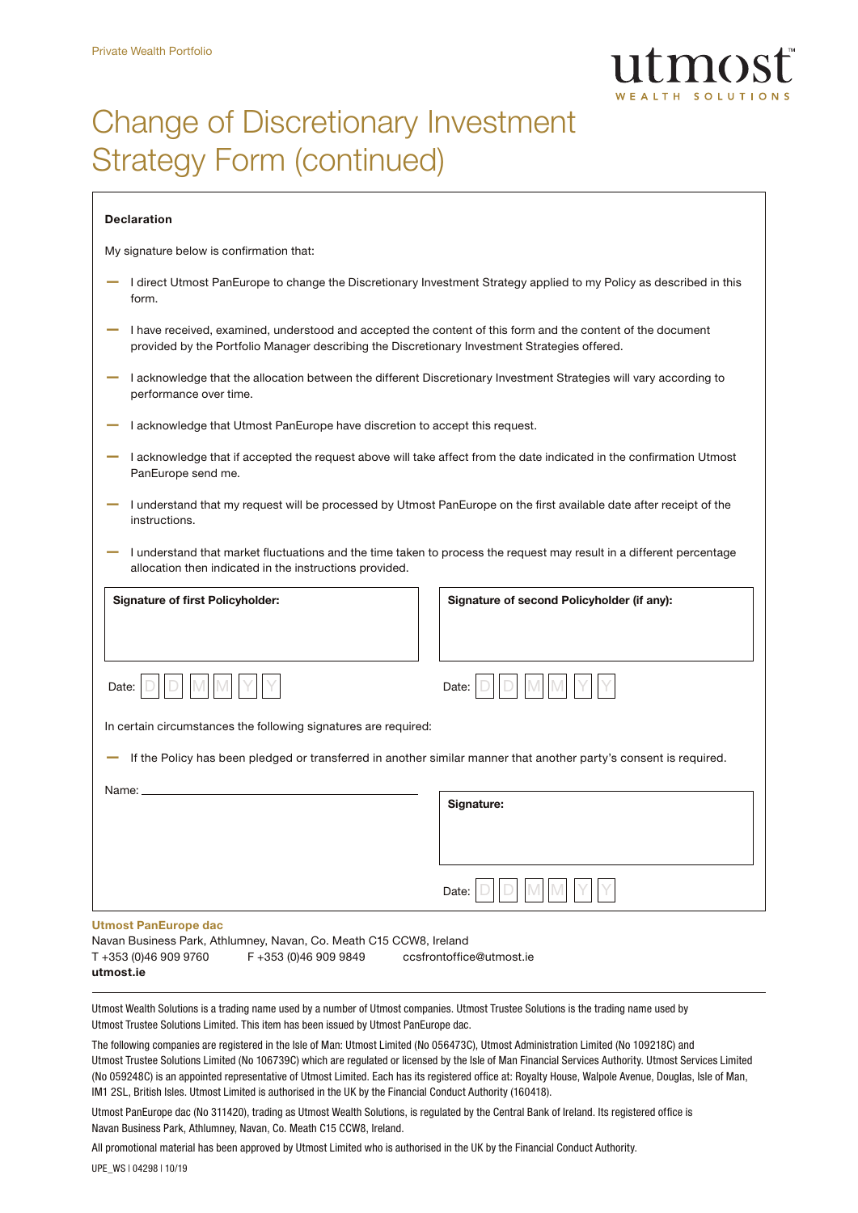Private Wealth Portfolio

# Change of Discretionary Investment Strategy Form (continued)

**Declaration**

My signature below is confirmation that:

- I direct Utmost PanEurope to change the Discretionary Investment Strategy applied to my Policy as described in this form.
- I have received, examined, understood and accepted the content of this form and the content of the document provided by the Portfolio Manager describing the Discretionary Investment Strategies offered.
- I acknowledge that the allocation between the different Discretionary Investment Strategies will vary according to performance over time.
- I acknowledge that Utmost PanEurope have discretion to accept this request.
- I acknowledge that if accepted the request above will take affect from the date indicated in the confirmation Utmost PanEurope send me.
- I understand that my request will be processed by Utmost PanEurope on the first available date after receipt of the instructions.
- I understand that market fluctuations and the time taken to process the request may result in a different percentage allocation then indicated in the instructions provided.

**Signature of first Policyholder:**

Date: D D M M Y Y

**Signature of second Policyholder (if any):**

Date: D D M M Y Y

In certain circumstances the following signatures are required:

- If the Policy has been pledged or transferred in another similar manner that another party's consent is required.

Name: ______________________________

**Signature:**

Date: D D M M Y Y

**Utmost PanEurope dac**
Navan Business Park, Athlumney, Navan, Co. Meath C15 CCW8, Ireland
T +353 (0)46 909 9760 F +353 (0)46 909 9849 ccsfrontoffice@utmost.ie
**utmost.ie**

Utmost Wealth Solutions is a trading name used by a number of Utmost companies. Utmost Trustee Solutions is the trading name used by Utmost Trustee Solutions Limited. This item has been issued by Utmost PanEurope dac.

The following companies are registered in the Isle of Man: Utmost Limited (No 056473C), Utmost Administration Limited (No 109218C) and Utmost Trustee Solutions Limited (No 106739C) which are regulated or licensed by the Isle of Man Financial Services Authority. Utmost Services Limited (No 059248C) is an appointed representative of Utmost Limited. Each has its registered office at: Royalty House, Walpole Avenue, Douglas, Isle of Man, IM1 2SL, British Isles. Utmost Limited is authorised in the UK by the Financial Conduct Authority (160418).

Utmost PanEurope dac (No 311420), trading as Utmost Wealth Solutions, is regulated by the Central Bank of Ireland. Its registered office is Navan Business Park, Athlumney, Navan, Co. Meath C15 CCW8, Ireland.

All promotional material has been approved by Utmost Limited who is authorised in the UK by the Financial Conduct Authority.

UPE_WS | 04298 | 10/19